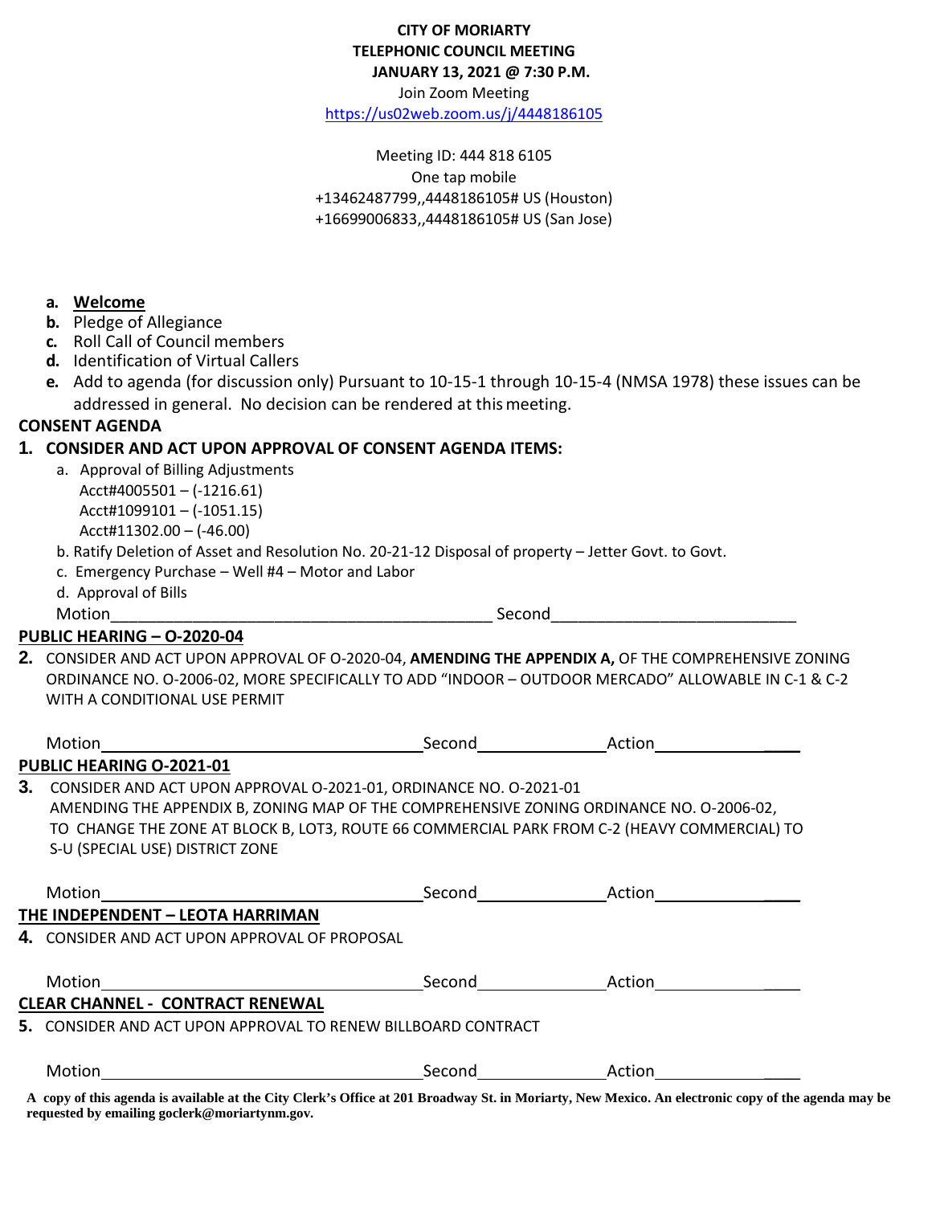**CITY OF MORIARTY**
**TELEPHONIC COUNCIL MEETING**
**JANUARY 13, 2021 @ 7:30 P.M.**
Join Zoom Meeting
https://us02web.zoom.us/j/4448186105

Meeting ID: 444 818 6105
One tap mobile
+13462487799,,4448186105# US (Houston)
+16699006833,,4448186105# US (San Jose)

a. **Welcome**
b. Pledge of Allegiance
c. Roll Call of Council members
d. Identification of Virtual Callers
e. Add to agenda (for discussion only) Pursuant to 10-15-1 through 10-15-4 (NMSA 1978) these issues can be addressed in general. No decision can be rendered at this meeting.

**CONSENT AGENDA**

**1. CONSIDER AND ACT UPON APPROVAL OF CONSENT AGENDA ITEMS:**

a. Approval of Billing Adjustments
Acct#4005501 – (-1216.61)
Acct#1099101 – (-1051.15)
Acct#11302.00 – (-46.00)

b. Ratify Deletion of Asset and Resolution No. 20-21-12 Disposal of property – Jetter Govt. to Govt.

c. Emergency Purchase – Well #4 – Motor and Labor

d. Approval of Bills

Motion_____________________________________________ Second___________________________

**PUBLIC HEARING – O-2020-04**

**2.** CONSIDER AND ACT UPON APPROVAL OF O-2020-04, **AMENDING THE APPENDIX A,** OF THE COMPREHENSIVE ZONING ORDINANCE NO. O-2006-02, MORE SPECIFICALLY TO ADD "INDOOR – OUTDOOR MERCADO" ALLOWABLE IN C-1 & C-2 WITH A CONDITIONAL USE PERMIT

Motion____________________________________ Second_______________ Action__________________

**PUBLIC HEARING O-2021-01**

**3.** CONSIDER AND ACT UPON APPROVAL O-2021-01, ORDINANCE NO. O-2021-01 AMENDING THE APPENDIX B, ZONING MAP OF THE COMPREHENSIVE ZONING ORDINANCE NO. O-2006-02, TO CHANGE THE ZONE AT BLOCK B, LOT3, ROUTE 66 COMMERCIAL PARK FROM C-2 (HEAVY COMMERCIAL) TO S-U (SPECIAL USE) DISTRICT ZONE

Motion____________________________________ Second_______________ Action__________________

**THE INDEPENDENT – LEOTA HARRIMAN**

**4.** CONSIDER AND ACT UPON APPROVAL OF PROPOSAL

Motion____________________________________ Second_______________ Action__________________

**CLEAR CHANNEL - CONTRACT RENEWAL**

**5.** CONSIDER AND ACT UPON APPROVAL TO RENEW BILLBOARD CONTRACT

Motion____________________________________ Second_______________ Action__________________

**A copy of this agenda is available at the City Clerk's Office at 201 Broadway St. in Moriarty, New Mexico. An electronic copy of the agenda may be requested by emailing goclerk@moriartynm.gov.**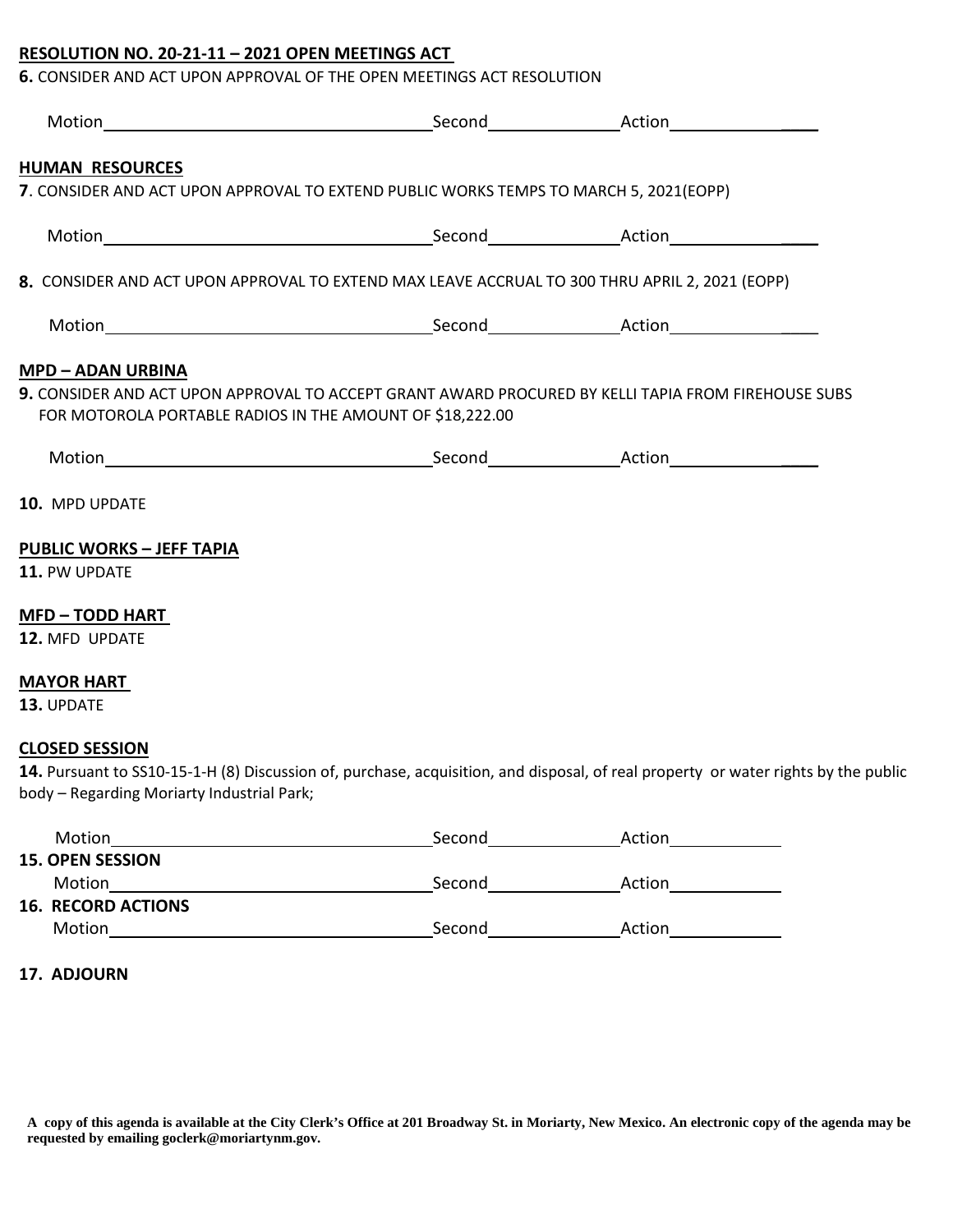**RESOLUTION NO. 20-21-11 – 2021 OPEN MEETINGS ACT**

**6.** CONSIDER AND ACT UPON APPROVAL OF THE OPEN MEETINGS ACT RESOLUTION

Motion\_\_\_\_\_\_\_\_\_\_\_\_\_\_\_\_\_\_\_\_ Second\_\_\_\_\_\_\_\_\_\_ Action\_\_\_\_\_\_\_\_\_\_

**HUMAN RESOURCES**

**7**. CONSIDER AND ACT UPON APPROVAL TO EXTEND PUBLIC WORKS TEMPS TO MARCH 5, 2021(EOPP)

Motion\_\_\_\_\_\_\_\_\_\_\_\_\_\_\_\_\_\_\_\_ Second\_\_\_\_\_\_\_\_\_\_ Action\_\_\_\_\_\_\_\_\_\_

**8.** CONSIDER AND ACT UPON APPROVAL TO EXTEND MAX LEAVE ACCRUAL TO 300 THRU APRIL 2, 2021 (EOPP)

Motion\_\_\_\_\_\_\_\_\_\_\_\_\_\_\_\_\_\_\_\_ Second\_\_\_\_\_\_\_\_\_\_ Action\_\_\_\_\_\_\_\_\_\_

**MPD – ADAN URBINA**

**9.** CONSIDER AND ACT UPON APPROVAL TO ACCEPT GRANT AWARD PROCURED BY KELLI TAPIA FROM FIREHOUSE SUBS FOR MOTOROLA PORTABLE RADIOS IN THE AMOUNT OF $18,222.00

Motion\_\_\_\_\_\_\_\_\_\_\_\_\_\_\_\_\_\_\_\_ Second\_\_\_\_\_\_\_\_\_\_ Action\_\_\_\_\_\_\_\_\_\_

**10.** MPD UPDATE

**PUBLIC WORKS – JEFF TAPIA**

**11.** PW UPDATE

**MFD – TODD HART**

**12.** MFD UPDATE

**MAYOR HART**

**13.** UPDATE

**CLOSED SESSION**

**14.** Pursuant to SS10-15-1-H (8) Discussion of, purchase, acquisition, and disposal, of real property or water rights by the public body – Regarding Moriarty Industrial Park;

Motion\_\_\_\_\_\_\_\_\_\_\_\_\_\_\_\_\_\_\_\_ Second\_\_\_\_\_\_\_\_\_\_ Action\_\_\_\_\_\_\_\_\_\_

**15. OPEN SESSION**

Motion\_\_\_\_\_\_\_\_\_\_\_\_\_\_\_\_\_\_\_\_ Second\_\_\_\_\_\_\_\_\_\_ Action\_\_\_\_\_\_\_\_\_\_

**16. RECORD ACTIONS**

Motion\_\_\_\_\_\_\_\_\_\_\_\_\_\_\_\_\_\_\_\_ Second\_\_\_\_\_\_\_\_\_\_ Action\_\_\_\_\_\_\_\_\_\_

**17. ADJOURN**

**A copy of this agenda is available at the City Clerk's Office at 201 Broadway St. in Moriarty, New Mexico. An electronic copy of the agenda may be requested by emailing goclerk@moriartynm.gov.**